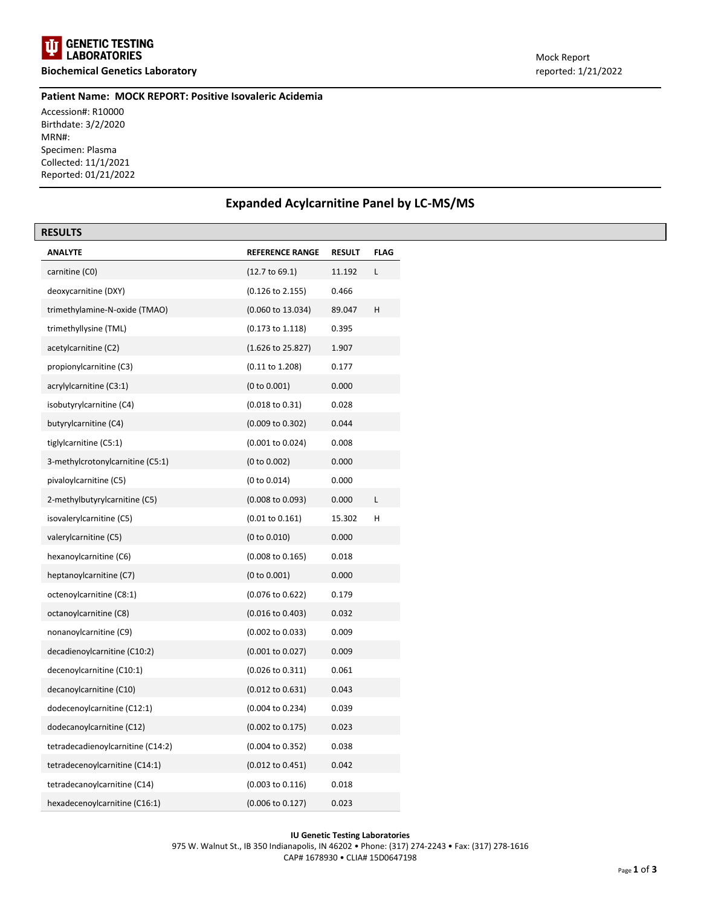**GENETIC TESTING LABORATORIES**

**Biochemical Genetics Laboratory**

Mock Report
reported: 1/21/2022

**Patient Name: MOCK REPORT: Positive Isovaleric Acidemia**

Accession#: R10000
Birthdate: 3/2/2020
MRN#:
Specimen: Plasma
Collected: 11/1/2021
Reported: 01/21/2022

## Expanded Acylcarnitine Panel by LC-MS/MS

### RESULTS

| ANALYTE | REFERENCE RANGE | RESULT | FLAG |
|---|---|---|---|
| carnitine (C0) | (12.7 to 69.1) | 11.192 | L |
| deoxycarnitine (DXY) | (0.126 to 2.155) | 0.466 | |
| trimethylamine-N-oxide (TMAO) | (0.060 to 13.034) | 89.047 | H |
| trimethyllysine (TML) | (0.173 to 1.118) | 0.395 | |
| acetylcarnitine (C2) | (1.626 to 25.827) | 1.907 | |
| propionylcarnitine (C3) | (0.11 to 1.208) | 0.177 | |
| acrylylcarnitine (C3:1) | (0 to 0.001) | 0.000 | |
| isobutyrylcarnitine (C4) | (0.018 to 0.31) | 0.028 | |
| butyrylcarnitine (C4) | (0.009 to 0.302) | 0.044 | |
| tiglylcarnitine (C5:1) | (0.001 to 0.024) | 0.008 | |
| 3-methylcrotonylcarnitine (C5:1) | (0 to 0.002) | 0.000 | |
| pivaloylcarnitine (C5) | (0 to 0.014) | 0.000 | |
| 2-methylbutyrylcarnitine (C5) | (0.008 to 0.093) | 0.000 | L |
| isovalerylcarnitine (C5) | (0.01 to 0.161) | 15.302 | H |
| valerylcarnitine (C5) | (0 to 0.010) | 0.000 | |
| hexanoylcarnitine (C6) | (0.008 to 0.165) | 0.018 | |
| heptanoylcarnitine (C7) | (0 to 0.001) | 0.000 | |
| octenoylcarnitine (C8:1) | (0.076 to 0.622) | 0.179 | |
| octanoylcarnitine (C8) | (0.016 to 0.403) | 0.032 | |
| nonanoylcarnitine (C9) | (0.002 to 0.033) | 0.009 | |
| decadienoylcarnitine (C10:2) | (0.001 to 0.027) | 0.009 | |
| decenoylcarnitine (C10:1) | (0.026 to 0.311) | 0.061 | |
| decanoylcarnitine (C10) | (0.012 to 0.631) | 0.043 | |
| dodecenoylcarnitine (C12:1) | (0.004 to 0.234) | 0.039 | |
| dodecanoylcarnitine (C12) | (0.002 to 0.175) | 0.023 | |
| tetradecadienoylcarnitine (C14:2) | (0.004 to 0.352) | 0.038 | |
| tetradecenoylcarnitine (C14:1) | (0.012 to 0.451) | 0.042 | |
| tetradecanoylcarnitine (C14) | (0.003 to 0.116) | 0.018 | |
| hexadecenoylcarnitine (C16:1) | (0.006 to 0.127) | 0.023 | |

**IU Genetic Testing Laboratories**
975 W. Walnut St., IB 350 Indianapolis, IN 46202 • Phone: (317) 274-2243 • Fax: (317) 278-1616
CAP# 1678930 • CLIA# 15D0647198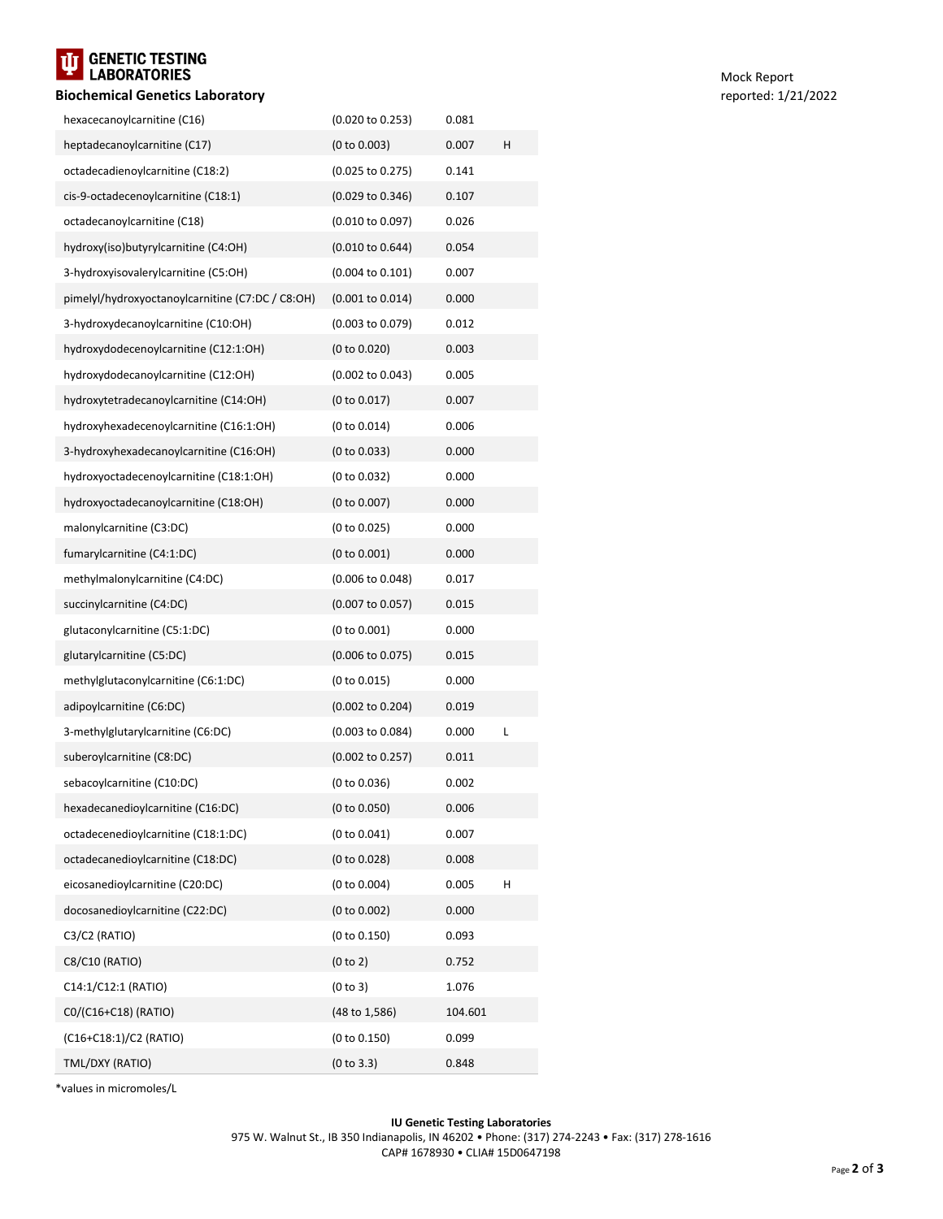| | | | |
|---|---|---|---|
| hexacecanoylcarnitine (C16) | (0.020 to 0.253) | 0.081 | |
| heptadecanoylcarnitine (C17) | (0 to 0.003) | 0.007 | H |
| octadecadienoylcarnitine (C18:2) | (0.025 to 0.275) | 0.141 | |
| cis-9-octadecenoylcarnitine (C18:1) | (0.029 to 0.346) | 0.107 | |
| octadecanoylcarnitine (C18) | (0.010 to 0.097) | 0.026 | |
| hydroxy(iso)butyrylcarnitine (C4:OH) | (0.010 to 0.644) | 0.054 | |
| 3-hydroxyisovalerylcarnitine (C5:OH) | (0.004 to 0.101) | 0.007 | |
| pimelyl/hydroxyoctanoylcarnitine (C7:DC / C8:OH) | (0.001 to 0.014) | 0.000 | |
| 3-hydroxydecanoylcarnitine (C10:OH) | (0.003 to 0.079) | 0.012 | |
| hydroxydodecenoylcarnitine (C12:1:OH) | (0 to 0.020) | 0.003 | |
| hydroxydodecanoylcarnitine (C12:OH) | (0.002 to 0.043) | 0.005 | |
| hydroxytetradecanoylcarnitine (C14:OH) | (0 to 0.017) | 0.007 | |
| hydroxyhexadecenoylcarnitine (C16:1:OH) | (0 to 0.014) | 0.006 | |
| 3-hydroxyhexadecanoylcarnitine (C16:OH) | (0 to 0.033) | 0.000 | |
| hydroxyoctadecenoylcarnitine (C18:1:OH) | (0 to 0.032) | 0.000 | |
| hydroxyoctadecanoylcarnitine (C18:OH) | (0 to 0.007) | 0.000 | |
| malonylcarnitine (C3:DC) | (0 to 0.025) | 0.000 | |
| fumarylcarnitine (C4:1:DC) | (0 to 0.001) | 0.000 | |
| methylmalonylcarnitine (C4:DC) | (0.006 to 0.048) | 0.017 | |
| succinylcarnitine (C4:DC) | (0.007 to 0.057) | 0.015 | |
| glutaconylcarnitine (C5:1:DC) | (0 to 0.001) | 0.000 | |
| glutarylcarnitine (C5:DC) | (0.006 to 0.075) | 0.015 | |
| methylglutaconylcarnitine (C6:1:DC) | (0 to 0.015) | 0.000 | |
| adipoylcarnitine (C6:DC) | (0.002 to 0.204) | 0.019 | |
| 3-methylglutarylcarnitine (C6:DC) | (0.003 to 0.084) | 0.000 | L |
| suberoylcarnitine (C8:DC) | (0.002 to 0.257) | 0.011 | |
| sebacoylcarnitine (C10:DC) | (0 to 0.036) | 0.002 | |
| hexadecanedioylcarnitine (C16:DC) | (0 to 0.050) | 0.006 | |
| octadecenedioylcarnitine (C18:1:DC) | (0 to 0.041) | 0.007 | |
| octadecanedioylcarnitine (C18:DC) | (0 to 0.028) | 0.008 | |
| eicosanedioylcarnitine (C20:DC) | (0 to 0.004) | 0.005 | H |
| docosanedioylcarnitine (C22:DC) | (0 to 0.002) | 0.000 | |
| C3/C2 (RATIO) | (0 to 0.150) | 0.093 | |
| C8/C10 (RATIO) | (0 to 2) | 0.752 | |
| C14:1/C12:1 (RATIO) | (0 to 3) | 1.076 | |
| C0/(C16+C18) (RATIO) | (48 to 1,586) | 104.601 | |
| (C16+C18:1)/C2 (RATIO) | (0 to 0.150) | 0.099 | |
| TML/DXY (RATIO) | (0 to 3.3) | 0.848 | |

*values in micromoles/L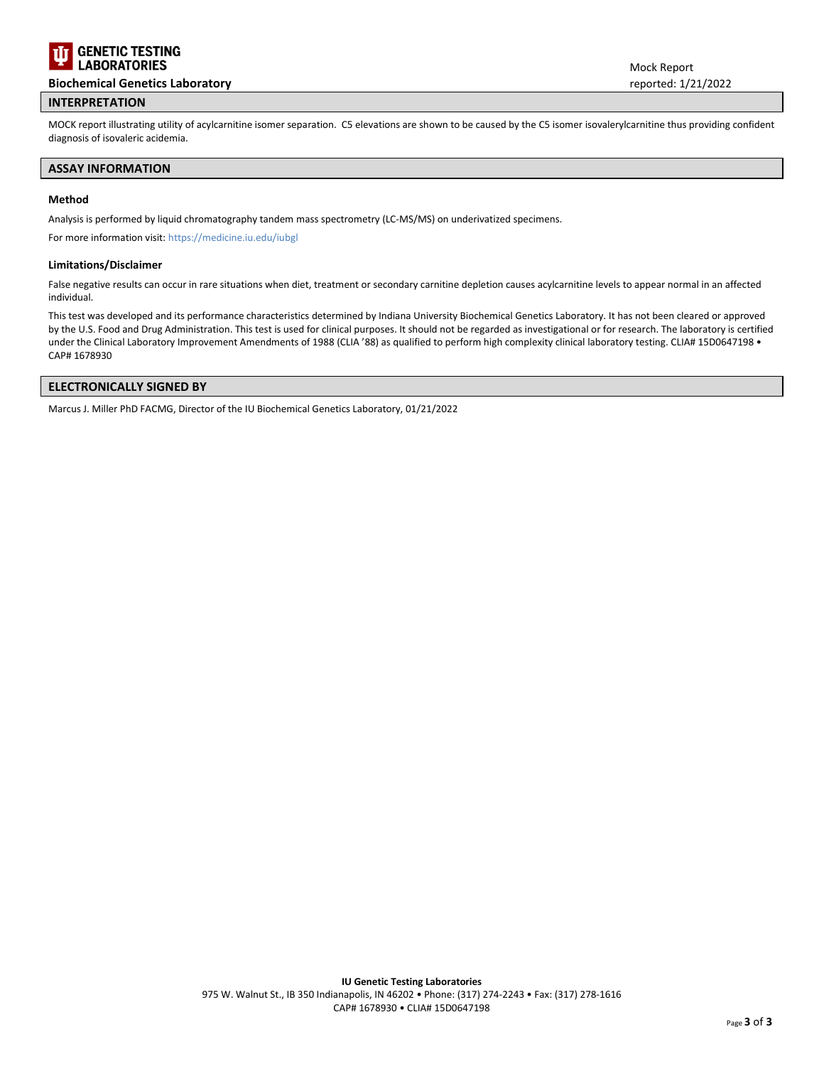## INTERPRETATION

MOCK report illustrating utility of acylcarnitine isomer separation. C5 elevations are shown to be caused by the C5 isomer isovalerylcarnitine thus providing confident diagnosis of isovaleric acidemia.

## ASSAY INFORMATION

### Method

Analysis is performed by liquid chromatography tandem mass spectrometry (LC-MS/MS) on underivatized specimens.

For more information visit: https://medicine.iu.edu/iubgl

### Limitations/Disclaimer

False negative results can occur in rare situations when diet, treatment or secondary carnitine depletion causes acylcarnitine levels to appear normal in an affected individual.

This test was developed and its performance characteristics determined by Indiana University Biochemical Genetics Laboratory. It has not been cleared or approved by the U.S. Food and Drug Administration. This test is used for clinical purposes. It should not be regarded as investigational or for research. The laboratory is certified under the Clinical Laboratory Improvement Amendments of 1988 (CLIA '88) as qualified to perform high complexity clinical laboratory testing. CLIA# 15D0647198 • CAP# 1678930

## ELECTRONICALLY SIGNED BY

Marcus J. Miller PhD FACMG, Director of the IU Biochemical Genetics Laboratory, 01/21/2022